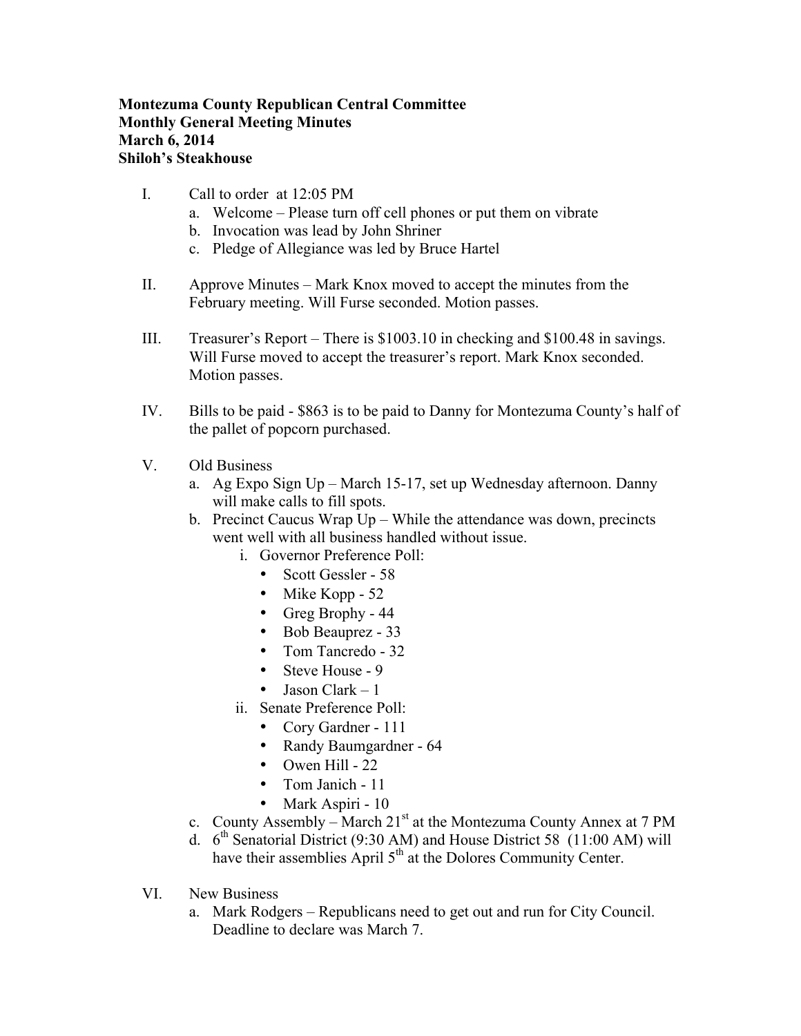**Montezuma County Republican Central Committee**
**Monthly General Meeting Minutes**
**March 6, 2014**
**Shiloh's Steakhouse**

I. Call to order at 12:05 PM
   a. Welcome – Please turn off cell phones or put them on vibrate
   b. Invocation was lead by John Shriner
   c. Pledge of Allegiance was led by Bruce Hartel

II. Approve Minutes – Mark Knox moved to accept the minutes from the February meeting. Will Furse seconded. Motion passes.

III. Treasurer's Report – There is $1003.10 in checking and $100.48 in savings. Will Furse moved to accept the treasurer's report. Mark Knox seconded. Motion passes.

IV. Bills to be paid - $863 is to be paid to Danny for Montezuma County's half of the pallet of popcorn purchased.

V. Old Business
   a. Ag Expo Sign Up – March 15-17, set up Wednesday afternoon. Danny will make calls to fill spots.
   b. Precinct Caucus Wrap Up – While the attendance was down, precincts went well with all business handled without issue.
      i. Governor Preference Poll:
         - Scott Gessler - 58
         - Mike Kopp - 52
         - Greg Brophy - 44
         - Bob Beauprez - 33
         - Tom Tancredo - 32
         - Steve House - 9
         - Jason Clark – 1
      ii. Senate Preference Poll:
         - Cory Gardner - 111
         - Randy Baumgardner - 64
         - Owen Hill - 22
         - Tom Janich - 11
         - Mark Aspiri - 10
   c. County Assembly – March 21st at the Montezuma County Annex at 7 PM
   d. 6th Senatorial District (9:30 AM) and House District 58 (11:00 AM) will have their assemblies April 5th at the Dolores Community Center.

VI. New Business
   a. Mark Rodgers – Republicans need to get out and run for City Council. Deadline to declare was March 7.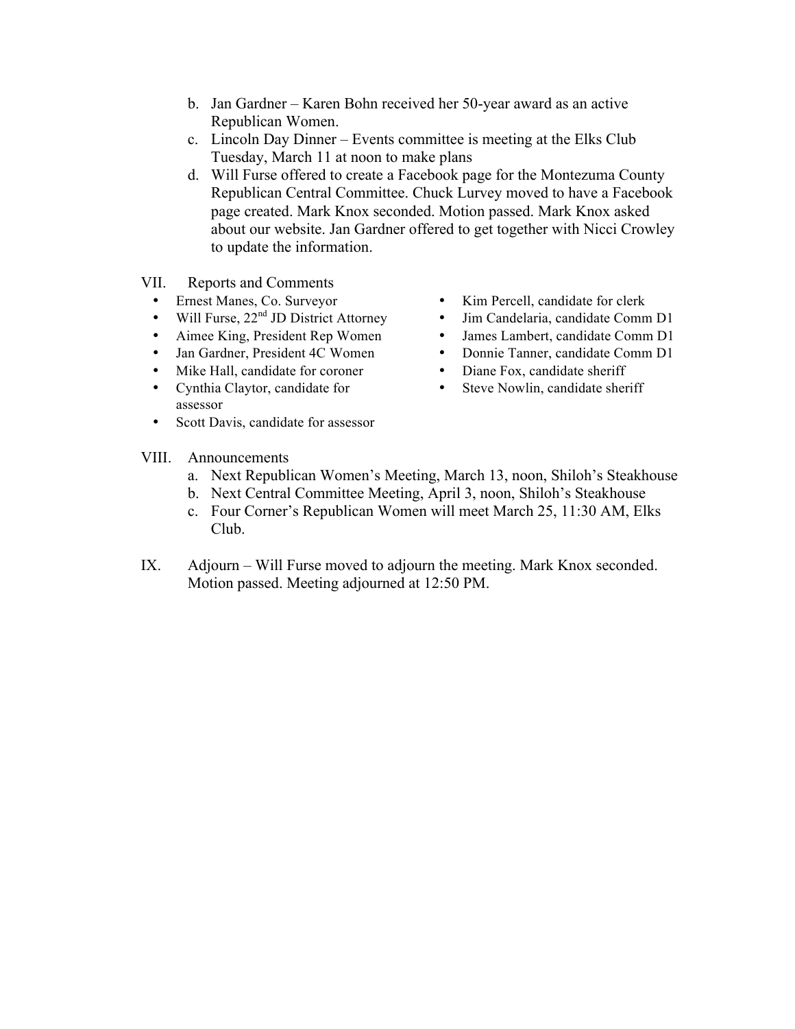b. Jan Gardner – Karen Bohn received her 50-year award as an active Republican Women.
c. Lincoln Day Dinner – Events committee is meeting at the Elks Club Tuesday, March 11 at noon to make plans
d. Will Furse offered to create a Facebook page for the Montezuma County Republican Central Committee. Chuck Lurvey moved to have a Facebook page created. Mark Knox seconded. Motion passed. Mark Knox asked about our website. Jan Gardner offered to get together with Nicci Crowley to update the information.

VII. Reports and Comments

- Ernest Manes, Co. Surveyor
- Will Furse, 22nd JD District Attorney
- Aimee King, President Rep Women
- Jan Gardner, President 4C Women
- Mike Hall, candidate for coroner
- Cynthia Claytor, candidate for assessor
- Scott Davis, candidate for assessor
- Kim Percell, candidate for clerk
- Jim Candelaria, candidate Comm D1
- James Lambert, candidate Comm D1
- Donnie Tanner, candidate Comm D1
- Diane Fox, candidate sheriff
- Steve Nowlin, candidate sheriff

VIII. Announcements

a. Next Republican Women's Meeting, March 13, noon, Shiloh's Steakhouse
b. Next Central Committee Meeting, April 3, noon, Shiloh's Steakhouse
c. Four Corner's Republican Women will meet March 25, 11:30 AM, Elks Club.

IX. Adjourn – Will Furse moved to adjourn the meeting. Mark Knox seconded. Motion passed. Meeting adjourned at 12:50 PM.